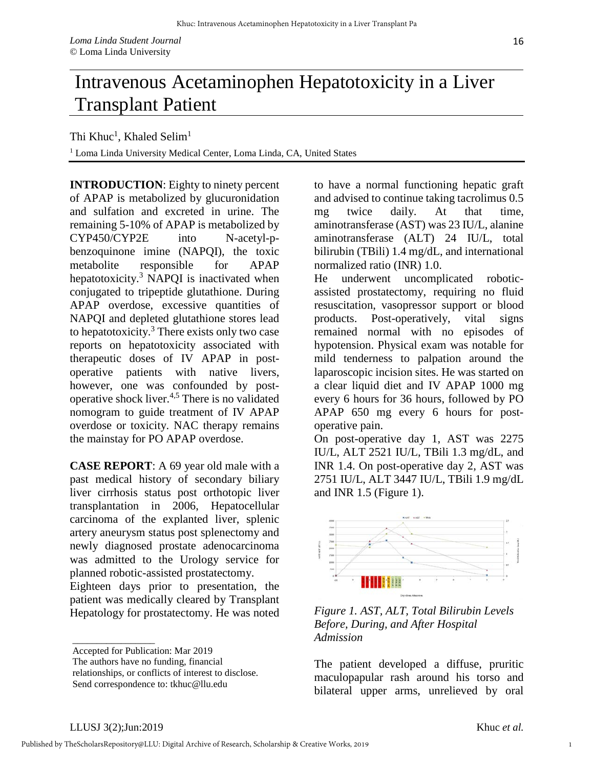# Intravenous Acetaminophen Hepatotoxicity in a Liver Transplant Patient

Thi Khuc[1], Khaled Selim[1]

[1] Loma Linda University Medical Center, Loma Linda, CA, United States

**INTRODUCTION**: Eighty to ninety percent of APAP is metabolized by glucuronidation and sulfation and excreted in urine. The remaining 5-10% of APAP is metabolized by CYP450/CYP2E into N-acetyl-p-benzoquinone imine (NAPQI), the toxic metabolite responsible for APAP hepatotoxicity.[3] NAPQI is inactivated when conjugated to tripeptide glutathione. During APAP overdose, excessive quantities of NAPQI and depleted glutathione stores lead to hepatotoxicity.[3] There exists only two case reports on hepatotoxicity associated with therapeutic doses of IV APAP in post-operative patients with native livers, however, one was confounded by post-operative shock liver.[4,5] There is no validated nomogram to guide treatment of IV APAP overdose or toxicity. NAC therapy remains the mainstay for PO APAP overdose.

**CASE REPORT**: A 69 year old male with a past medical history of secondary biliary liver cirrhosis status post orthotopic liver transplantation in 2006, Hepatocellular carcinoma of the explanted liver, splenic artery aneurysm status post splenectomy and newly diagnosed prostate adenocarcinoma was admitted to the Urology service for planned robotic-assisted prostatectomy.

Eighteen days prior to presentation, the patient was medically cleared by Transplant Hepatology for prostatectomy. He was noted to have a normal functioning hepatic graft and advised to continue taking tacrolimus 0.5 mg twice daily. At that time, aminotransferase (AST) was 23 IU/L, alanine aminotransferase (ALT) 24 IU/L, total bilirubin (TBili) 1.4 mg/dL, and international normalized ratio (INR) 1.0.

He underwent uncomplicated robotic-assisted prostatectomy, requiring no fluid resuscitation, vasopressor support or blood products. Post-operatively, vital signs remained normal with no episodes of hypotension. Physical exam was notable for mild tenderness to palpation around the laparoscopic incision sites. He was started on a clear liquid diet and IV APAP 1000 mg every 6 hours for 36 hours, followed by PO APAP 650 mg every 6 hours for post-operative pain.

On post-operative day 1, AST was 2275 IU/L, ALT 2521 IU/L, TBili 1.3 mg/dL, and INR 1.4. On post-operative day 2, AST was 2751 IU/L, ALT 3447 IU/L, TBili 1.9 mg/dL and INR 1.5 (Figure 1).

*Figure 1. AST, ALT, Total Bilirubin Levels Before, During, and After Hospital Admission*

The patient developed a diffuse, pruritic maculopapular rash around his torso and bilateral upper arms, unrelieved by oral

---

Accepted for Publication: Mar 2019

The authors have no funding, financial relationships, or conflicts of interest to disclose.

Send correspondence to: tkhuc@llu.edu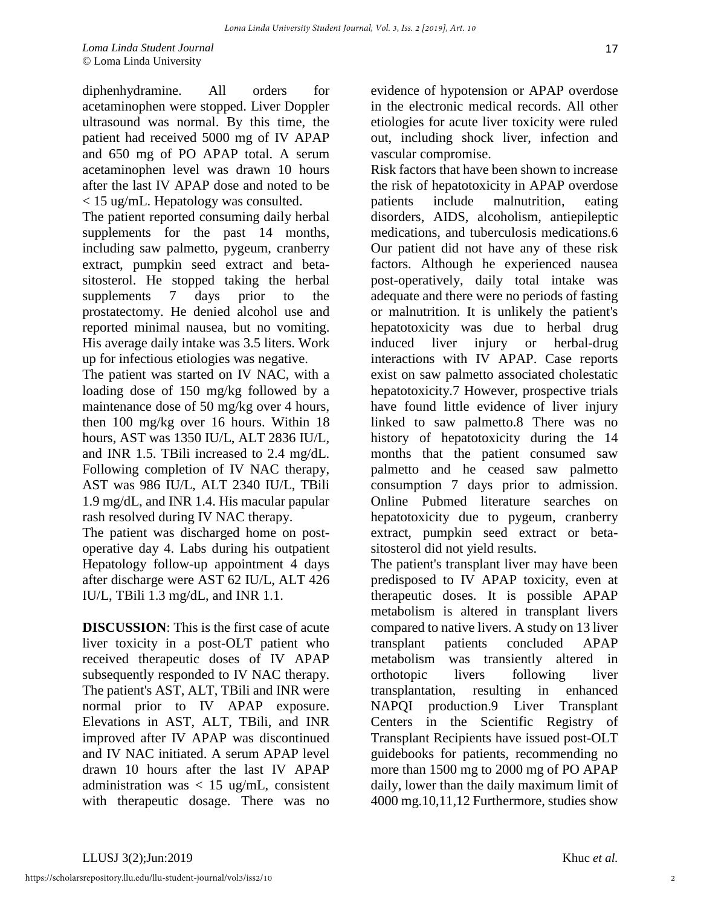diphenhydramine. All orders for acetaminophen were stopped. Liver Doppler ultrasound was normal. By this time, the patient had received 5000 mg of IV APAP and 650 mg of PO APAP total. A serum acetaminophen level was drawn 10 hours after the last IV APAP dose and noted to be < 15 ug/mL. Hepatology was consulted.

The patient reported consuming daily herbal supplements for the past 14 months, including saw palmetto, pygeum, cranberry extract, pumpkin seed extract and beta-sitosterol. He stopped taking the herbal supplements 7 days prior to the prostatectomy. He denied alcohol use and reported minimal nausea, but no vomiting. His average daily intake was 3.5 liters. Work up for infectious etiologies was negative.

The patient was started on IV NAC, with a loading dose of 150 mg/kg followed by a maintenance dose of 50 mg/kg over 4 hours, then 100 mg/kg over 16 hours. Within 18 hours, AST was 1350 IU/L, ALT 2836 IU/L, and INR 1.5. TBili increased to 2.4 mg/dL. Following completion of IV NAC therapy, AST was 986 IU/L, ALT 2340 IU/L, TBili 1.9 mg/dL, and INR 1.4. His macular papular rash resolved during IV NAC therapy.

The patient was discharged home on post-operative day 4. Labs during his outpatient Hepatology follow-up appointment 4 days after discharge were AST 62 IU/L, ALT 426 IU/L, TBili 1.3 mg/dL, and INR 1.1.

**DISCUSSION**: This is the first case of acute liver toxicity in a post-OLT patient who received therapeutic doses of IV APAP subsequently responded to IV NAC therapy. The patient's AST, ALT, TBili and INR were normal prior to IV APAP exposure. Elevations in AST, ALT, TBili, and INR improved after IV APAP was discontinued and IV NAC initiated. A serum APAP level drawn 10 hours after the last IV APAP administration was < 15 ug/mL, consistent with therapeutic dosage. There was no evidence of hypotension or APAP overdose in the electronic medical records. All other etiologies for acute liver toxicity were ruled out, including shock liver, infection and vascular compromise.

Risk factors that have been shown to increase the risk of hepatotoxicity in APAP overdose patients include malnutrition, eating disorders, AIDS, alcoholism, antiepileptic medications, and tuberculosis medications.[6] Our patient did not have any of these risk factors. Although he experienced nausea post-operatively, daily total intake was adequate and there were no periods of fasting or malnutrition. It is unlikely the patient's hepatotoxicity was due to herbal drug induced liver injury or herbal-drug interactions with IV APAP. Case reports exist on saw palmetto associated cholestatic hepatotoxicity.[7] However, prospective trials have found little evidence of liver injury linked to saw palmetto.[8] There was no history of hepatotoxicity during the 14 months that the patient consumed saw palmetto and he ceased saw palmetto consumption 7 days prior to admission. Online Pubmed literature searches on hepatotoxicity due to pygeum, cranberry extract, pumpkin seed extract or beta-sitosterol did not yield results.

The patient's transplant liver may have been predisposed to IV APAP toxicity, even at therapeutic doses. It is possible APAP metabolism is altered in transplant livers compared to native livers. A study on 13 liver transplant patients concluded APAP metabolism was transiently altered in orthotopic livers following liver transplantation, resulting in enhanced NAPQI production.[9] Liver Transplant Centers in the Scientific Registry of Transplant Recipients have issued post-OLT guidebooks for patients, recommending no more than 1500 mg to 2000 mg of PO APAP daily, lower than the daily maximum limit of 4000 mg.[10,11,12] Furthermore, studies show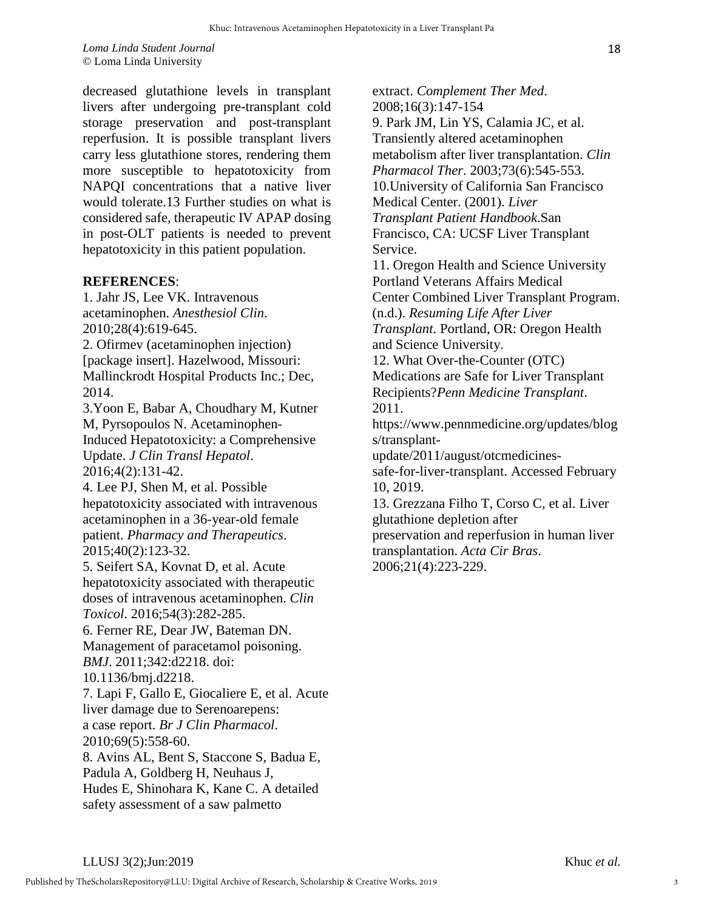decreased glutathione levels in transplant livers after undergoing pre-transplant cold storage preservation and post-transplant reperfusion. It is possible transplant livers carry less glutathione stores, rendering them more susceptible to hepatotoxicity from NAPQI concentrations that a native liver would tolerate.13 Further studies on what is considered safe, therapeutic IV APAP dosing in post-OLT patients is needed to prevent hepatotoxicity in this patient population.

**REFERENCES**:

1. Jahr JS, Lee VK. Intravenous acetaminophen. *Anesthesiol Clin*. 2010;28(4):619-645.
2. Ofirmev (acetaminophen injection) [package insert]. Hazelwood, Missouri: Mallinckrodt Hospital Products Inc.; Dec, 2014.
3. Yoon E, Babar A, Choudhary M, Kutner M, Pyrsopoulos N. Acetaminophen-Induced Hepatotoxicity: a Comprehensive Update. *J Clin Transl Hepatol*. 2016;4(2):131-42.
4. Lee PJ, Shen M, et al. Possible hepatotoxicity associated with intravenous acetaminophen in a 36-year-old female patient. *Pharmacy and Therapeutics*. 2015;40(2):123-32.
5. Seifert SA, Kovnat D, et al. Acute hepatotoxicity associated with therapeutic doses of intravenous acetaminophen. *Clin Toxicol*. 2016;54(3):282-285.
6. Ferner RE, Dear JW, Bateman DN. Management of paracetamol poisoning. *BMJ*. 2011;342:d2218. doi: 10.1136/bmj.d2218.
7. Lapi F, Gallo E, Giocaliere E, et al. Acute liver damage due to Serenoarepens: a case report. *Br J Clin Pharmacol*. 2010;69(5):558-60.
8. Avins AL, Bent S, Staccone S, Badua E, Padula A, Goldberg H, Neuhaus J, Hudes E, Shinohara K, Kane C. A detailed safety assessment of a saw palmetto extract. *Complement Ther Med*. 2008;16(3):147-154
9. Park JM, Lin YS, Calamia JC, et al. Transiently altered acetaminophen metabolism after liver transplantation. *Clin Pharmacol Ther*. 2003;73(6):545-553.
10. University of California San Francisco Medical Center. (2001). *Liver Transplant Patient Handbook*.San Francisco, CA: UCSF Liver Transplant Service.
11. Oregon Health and Science University Portland Veterans Affairs Medical Center Combined Liver Transplant Program. (n.d.). *Resuming Life After Liver Transplant*. Portland, OR: Oregon Health and Science University.
12. What Over-the-Counter (OTC) Medications are Safe for Liver Transplant Recipients?*Penn Medicine Transplant*. 2011. https://www.pennmedicine.org/updates/blogs/transplant-update/2011/august/otcmedicines-safe-for-liver-transplant. Accessed February 10, 2019.
13. Grezzana Filho T, Corso C, et al. Liver glutathione depletion after preservation and reperfusion in human liver transplantation. *Acta Cir Bras*. 2006;21(4):223-229.